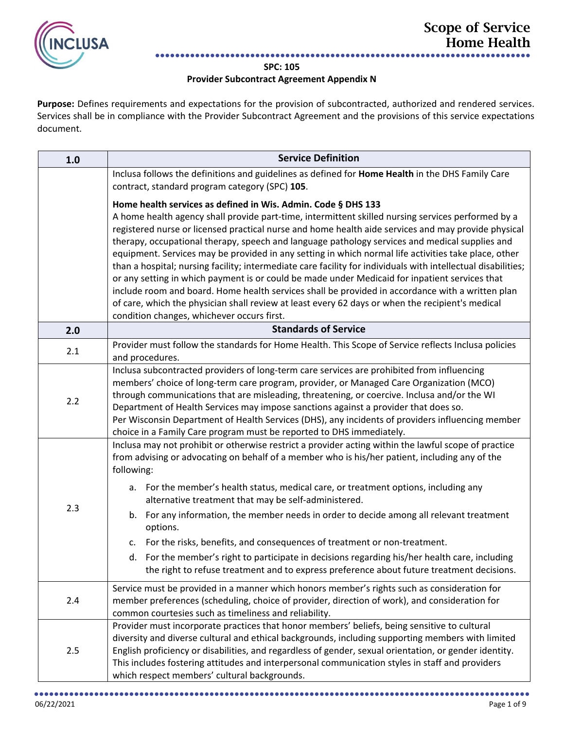# Scope of Service
# Home Health

**SPC: 105**

**Provider Subcontract Agreement Appendix N**

**Purpose:** Defines requirements and expectations for the provision of subcontracted, authorized and rendered services. Services shall be in compliance with the Provider Subcontract Agreement and the provisions of this service expectations document.

| 1.0 | Service Definition |
|---|---|
| | Inclusa follows the definitions and guidelines as defined for **Home Health** in the DHS Family Care contract, standard program category (SPC) **105**.<br><br>**Home health services as defined in Wis. Admin. Code § DHS 133**<br>A home health agency shall provide part-time, intermittent skilled nursing services performed by a registered nurse or licensed practical nurse and home health aide services and may provide physical therapy, occupational therapy, speech and language pathology services and medical supplies and equipment. Services may be provided in any setting in which normal life activities take place, other than a hospital; nursing facility; intermediate care facility for individuals with intellectual disabilities; or any setting in which payment is or could be made under Medicaid for inpatient services that include room and board. Home health services shall be provided in accordance with a written plan of care, which the physician shall review at least every 62 days or when the recipient's medical condition changes, whichever occurs first. |
| **2.0** | **Standards of Service** |
| 2.1 | Provider must follow the standards for Home Health. This Scope of Service reflects Inclusa policies and procedures. |
| 2.2 | Inclusa subcontracted providers of long-term care services are prohibited from influencing members' choice of long-term care program, provider, or Managed Care Organization (MCO) through communications that are misleading, threatening, or coercive. Inclusa and/or the WI Department of Health Services may impose sanctions against a provider that does so.<br>Per Wisconsin Department of Health Services (DHS), any incidents of providers influencing member choice in a Family Care program must be reported to DHS immediately. |
| 2.3 | Inclusa may not prohibit or otherwise restrict a provider acting within the lawful scope of practice from advising or advocating on behalf of a member who is his/her patient, including any of the following:<br><br>a. For the member's health status, medical care, or treatment options, including any alternative treatment that may be self-administered.<br>b. For any information, the member needs in order to decide among all relevant treatment options.<br>c. For the risks, benefits, and consequences of treatment or non-treatment.<br>d. For the member's right to participate in decisions regarding his/her health care, including the right to refuse treatment and to express preference about future treatment decisions. |
| 2.4 | Service must be provided in a manner which honors member's rights such as consideration for member preferences (scheduling, choice of provider, direction of work), and consideration for common courtesies such as timeliness and reliability. |
| 2.5 | Provider must incorporate practices that honor members' beliefs, being sensitive to cultural diversity and diverse cultural and ethical backgrounds, including supporting members with limited English proficiency or disabilities, and regardless of gender, sexual orientation, or gender identity. This includes fostering attitudes and interpersonal communication styles in staff and providers which respect members' cultural backgrounds. |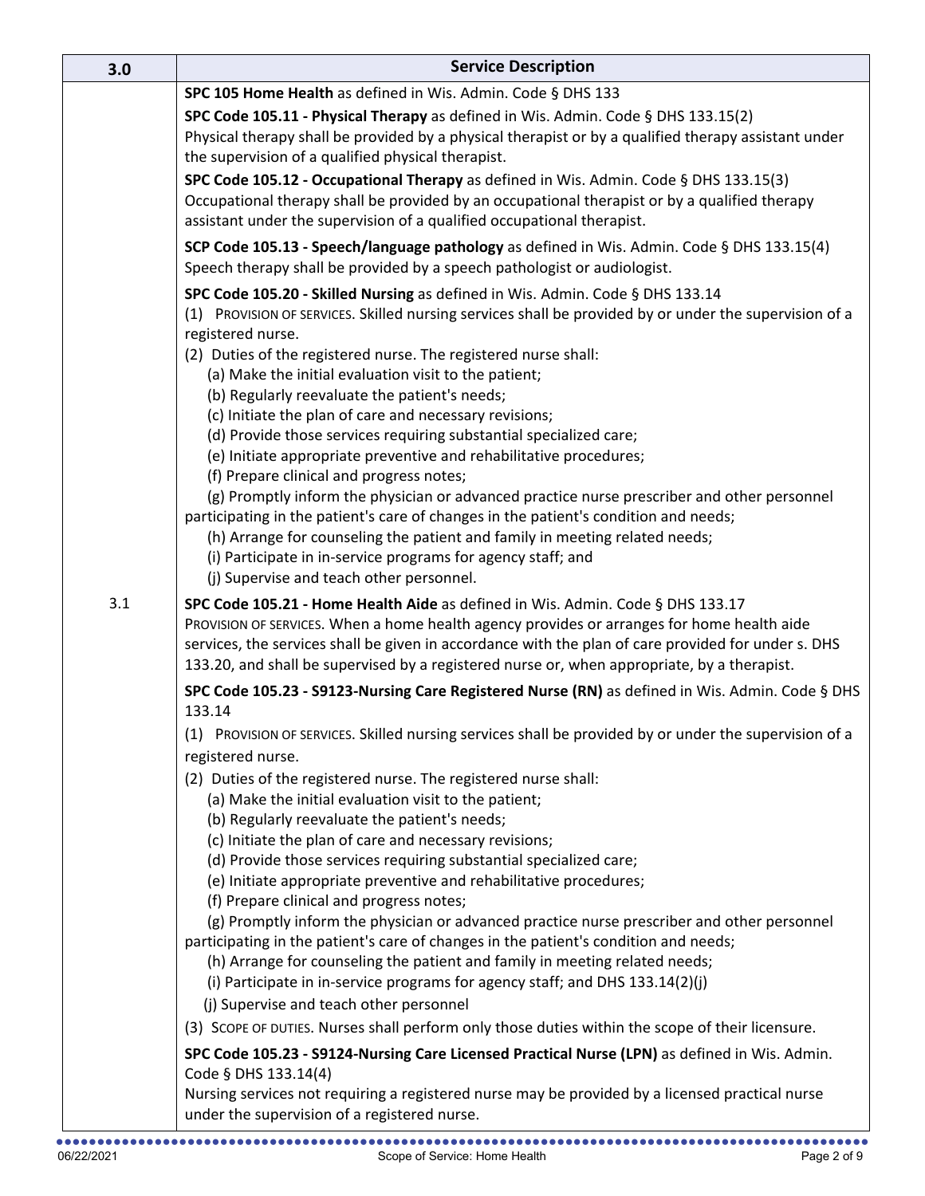| 3.0 | Service Description |
|---|---|
| 3.1 | **SPC 105 Home Health** as defined in Wis. Admin. Code § DHS 133<br><br>**SPC Code 105.11 - Physical Therapy** as defined in Wis. Admin. Code § DHS 133.15(2)<br>Physical therapy shall be provided by a physical therapist or by a qualified therapy assistant under the supervision of a qualified physical therapist.<br><br>**SPC Code 105.12 - Occupational Therapy** as defined in Wis. Admin. Code § DHS 133.15(3)<br>Occupational therapy shall be provided by an occupational therapist or by a qualified therapy assistant under the supervision of a qualified occupational therapist.<br><br>**SCP Code 105.13 - Speech/language pathology** as defined in Wis. Admin. Code § DHS 133.15(4)<br>Speech therapy shall be provided by a speech pathologist or audiologist.<br><br>**SPC Code 105.20 - Skilled Nursing** as defined in Wis. Admin. Code § DHS 133.14<br>(1) PROVISION OF SERVICES. Skilled nursing services shall be provided by or under the supervision of a registered nurse.<br>(2) Duties of the registered nurse. The registered nurse shall:<br>(a) Make the initial evaluation visit to the patient;<br>(b) Regularly reevaluate the patient's needs;<br>(c) Initiate the plan of care and necessary revisions;<br>(d) Provide those services requiring substantial specialized care;<br>(e) Initiate appropriate preventive and rehabilitative procedures;<br>(f) Prepare clinical and progress notes;<br>(g) Promptly inform the physician or advanced practice nurse prescriber and other personnel participating in the patient's care of changes in the patient's condition and needs;<br>(h) Arrange for counseling the patient and family in meeting related needs;<br>(i) Participate in in-service programs for agency staff; and<br>(j) Supervise and teach other personnel.<br><br>**SPC Code 105.21 - Home Health Aide** as defined in Wis. Admin. Code § DHS 133.17<br>PROVISION OF SERVICES. When a home health agency provides or arranges for home health aide services, the services shall be given in accordance with the plan of care provided for under s. DHS 133.20, and shall be supervised by a registered nurse or, when appropriate, by a therapist.<br><br>**SPC Code 105.23 - S9123-Nursing Care Registered Nurse (RN)** as defined in Wis. Admin. Code § DHS 133.14<br>(1) PROVISION OF SERVICES. Skilled nursing services shall be provided by or under the supervision of a registered nurse.<br>(2) Duties of the registered nurse. The registered nurse shall:<br>(a) Make the initial evaluation visit to the patient;<br>(b) Regularly reevaluate the patient's needs;<br>(c) Initiate the plan of care and necessary revisions;<br>(d) Provide those services requiring substantial specialized care;<br>(e) Initiate appropriate preventive and rehabilitative procedures;<br>(f) Prepare clinical and progress notes;<br>(g) Promptly inform the physician or advanced practice nurse prescriber and other personnel participating in the patient's care of changes in the patient's condition and needs;<br>(h) Arrange for counseling the patient and family in meeting related needs;<br>(i) Participate in in-service programs for agency staff; and DHS 133.14(2)(j)<br>(j) Supervise and teach other personnel<br>(3) SCOPE OF DUTIES. Nurses shall perform only those duties within the scope of their licensure.<br><br>**SPC Code 105.23 - S9124-Nursing Care Licensed Practical Nurse (LPN)** as defined in Wis. Admin. Code § DHS 133.14(4)<br>Nursing services not requiring a registered nurse may be provided by a licensed practical nurse under the supervision of a registered nurse. |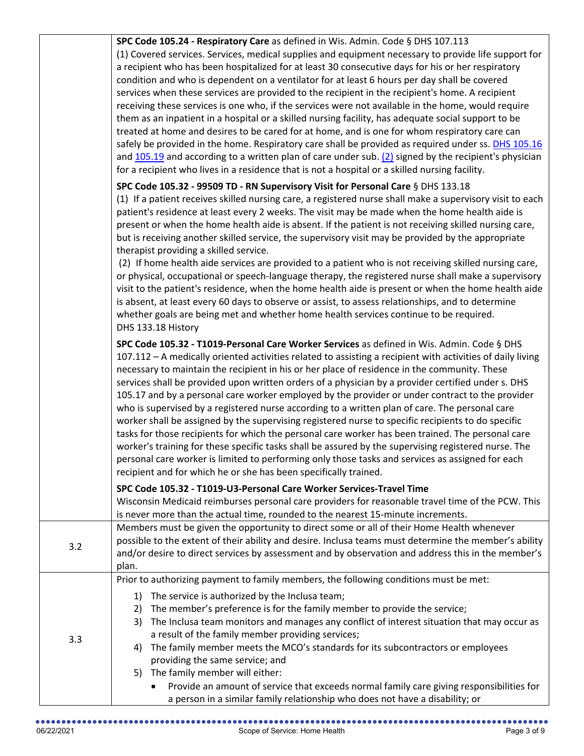| | |
|---|---|
| | **SPC Code 105.24 - Respiratory Care** as defined in Wis. Admin. Code § DHS 107.113<br>(1) Covered services. Services, medical supplies and equipment necessary to provide life support for a recipient who has been hospitalized for at least 30 consecutive days for his or her respiratory condition and who is dependent on a ventilator for at least 6 hours per day shall be covered services when these services are provided to the recipient in the recipient's home. A recipient receiving these services is one who, if the services were not available in the home, would require them as an inpatient in a hospital or a skilled nursing facility, has adequate social support to be treated at home and desires to be cared for at home, and is one for whom respiratory care can safely be provided in the home. Respiratory care shall be provided as required under ss. DHS 105.16 and 105.19 and according to a written plan of care under sub. (2) signed by the recipient's physician for a recipient who lives in a residence that is not a hospital or a skilled nursing facility.<br><br>**SPC Code 105.32 - 99509 TD - RN Supervisory Visit for Personal Care** § DHS 133.18<br>(1) If a patient receives skilled nursing care, a registered nurse shall make a supervisory visit to each patient's residence at least every 2 weeks. The visit may be made when the home health aide is present or when the home health aide is absent. If the patient is not receiving skilled nursing care, but is receiving another skilled service, the supervisory visit may be provided by the appropriate therapist providing a skilled service.<br>(2) If home health aide services are provided to a patient who is not receiving skilled nursing care, or physical, occupational or speech-language therapy, the registered nurse shall make a supervisory visit to the patient's residence, when the home health aide is present or when the home health aide is absent, at least every 60 days to observe or assist, to assess relationships, and to determine whether goals are being met and whether home health services continue to be required.<br>DHS 133.18 History<br><br>**SPC Code 105.32 - T1019-Personal Care Worker Services** as defined in Wis. Admin. Code § DHS 107.112 – A medically oriented activities related to assisting a recipient with activities of daily living necessary to maintain the recipient in his or her place of residence in the community. These services shall be provided upon written orders of a physician by a provider certified under s. DHS 105.17 and by a personal care worker employed by the provider or under contract to the provider who is supervised by a registered nurse according to a written plan of care. The personal care worker shall be assigned by the supervising registered nurse to specific recipients to do specific tasks for those recipients for which the personal care worker has been trained. The personal care worker's training for these specific tasks shall be assured by the supervising registered nurse. The personal care worker is limited to performing only those tasks and services as assigned for each recipient and for which he or she has been specifically trained.<br><br>**SPC Code 105.32 - T1019-U3-Personal Care Worker Services-Travel Time**<br>Wisconsin Medicaid reimburses personal care providers for reasonable travel time of the PCW. This is never more than the actual time, rounded to the nearest 15-minute increments. |
| 3.2 | Members must be given the opportunity to direct some or all of their Home Health whenever possible to the extent of their ability and desire. Inclusa teams must determine the member's ability and/or desire to direct services by assessment and by observation and address this in the member's plan. |
| 3.3 | Prior to authorizing payment to family members, the following conditions must be met:<br>1) The service is authorized by the Inclusa team;<br>2) The member's preference is for the family member to provide the service;<br>3) The Inclusa team monitors and manages any conflict of interest situation that may occur as a result of the family member providing services;<br>4) The family member meets the MCO's standards for its subcontractors or employees providing the same service; and<br>5) The family member will either:<br>• Provide an amount of service that exceeds normal family care giving responsibilities for a person in a similar family relationship who does not have a disability; or |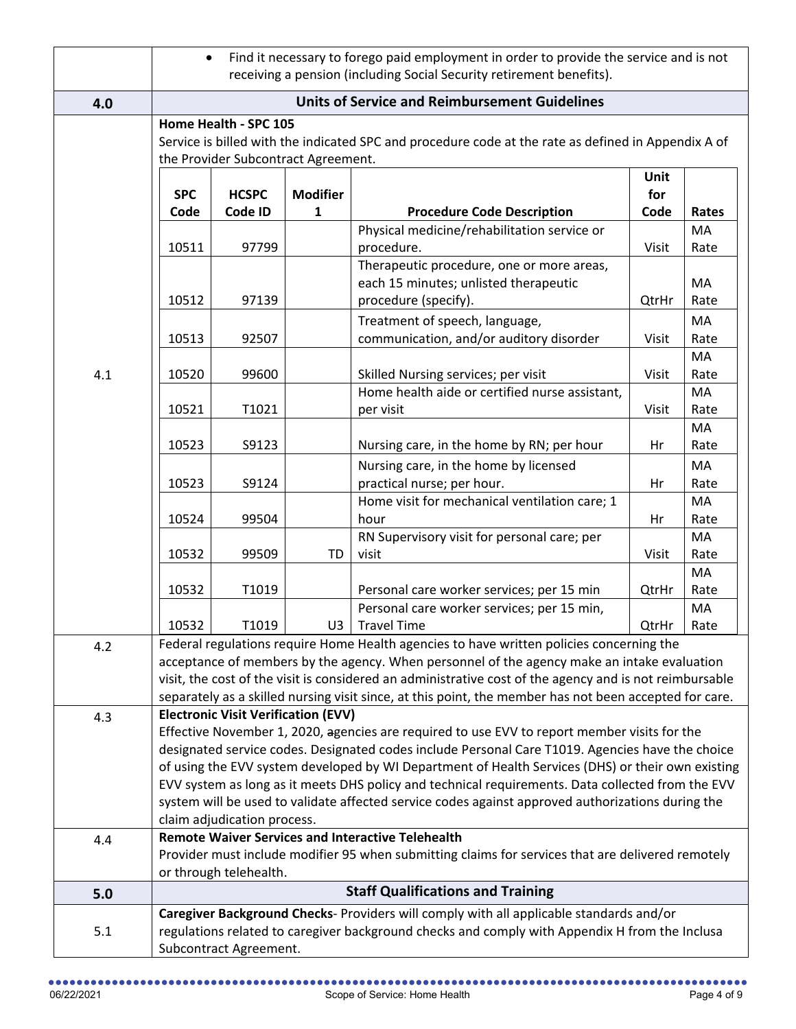- Find it necessary to forego paid employment in order to provide the service and is not receiving a pension (including Social Security retirement benefits).

## 4.0 Units of Service and Reimbursement Guidelines

**4.1**

**Home Health - SPC 105**

Service is billed with the indicated SPC and procedure code at the rate as defined in Appendix A of the Provider Subcontract Agreement.

| SPC Code | HCSPC Code ID | Modifier 1 | Procedure Code Description | Unit for Code | Rates |
|---|---|---|---|---|---|
| 10511 | 97799 | | Physical medicine/rehabilitation service or procedure. | Visit | MA Rate |
| 10512 | 97139 | | Therapeutic procedure, one or more areas, each 15 minutes; unlisted therapeutic procedure (specify). | QtrHr | MA Rate |
| 10513 | 92507 | | Treatment of speech, language, communication, and/or auditory disorder | Visit | MA Rate |
| 10520 | 99600 | | Skilled Nursing services; per visit | Visit | MA Rate |
| 10521 | T1021 | | Home health aide or certified nurse assistant, per visit | Visit | MA Rate |
| 10523 | S9123 | | Nursing care, in the home by RN; per hour | Hr | MA Rate |
| 10523 | S9124 | | Nursing care, in the home by licensed practical nurse; per hour. | Hr | MA Rate |
| 10524 | 99504 | | Home visit for mechanical ventilation care; 1 hour | Hr | MA Rate |
| 10532 | 99509 | TD | RN Supervisory visit for personal care; per visit | Visit | MA Rate |
| 10532 | T1019 | | Personal care worker services; per 15 min | QtrHr | MA Rate |
| 10532 | T1019 | U3 | Personal care worker services; per 15 min, Travel Time | QtrHr | MA Rate |

**4.2**

Federal regulations require Home Health agencies to have written policies concerning the acceptance of members by the agency. When personnel of the agency make an intake evaluation visit, the cost of the visit is considered an administrative cost of the agency and is not reimbursable separately as a skilled nursing visit since, at this point, the member has not been accepted for care.

**4.3**

**Electronic Visit Verification (EVV)**

Effective November 1, 2020, ~~a~~gencies are required to use EVV to report member visits for the designated service codes. Designated codes include Personal Care T1019. Agencies have the choice of using the EVV system developed by WI Department of Health Services (DHS) or their own existing EVV system as long as it meets DHS policy and technical requirements. Data collected from the EVV system will be used to validate affected service codes against approved authorizations during the claim adjudication process.

**4.4**

**Remote Waiver Services and Interactive Telehealth**

Provider must include modifier 95 when submitting claims for services that are delivered remotely or through telehealth.

## 5.0 Staff Qualifications and Training

**5.1**

**Caregiver Background Checks**- Providers will comply with all applicable standards and/or regulations related to caregiver background checks and comply with Appendix H from the Inclusa Subcontract Agreement.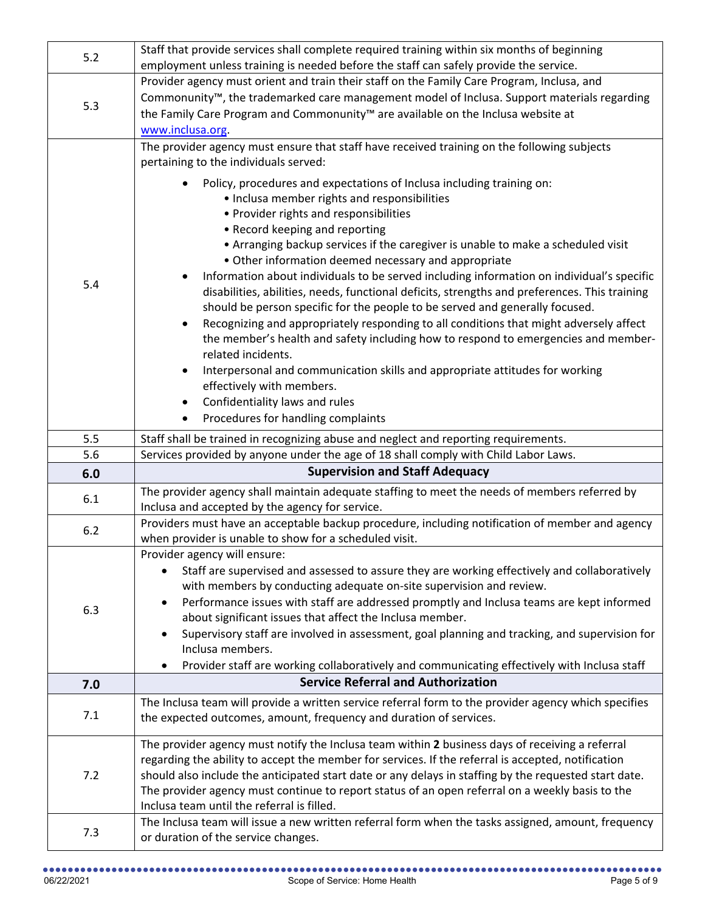| | |
|---|---|
| 5.2 | Staff that provide services shall complete required training within six months of beginning employment unless training is needed before the staff can safely provide the service. |
| 5.3 | Provider agency must orient and train their staff on the Family Care Program, Inclusa, and Commonunity™, the trademarked care management model of Inclusa. Support materials regarding the Family Care Program and Commonunity™ are available on the Inclusa website at [www.inclusa.org](www.inclusa.org). |
| 5.4 | The provider agency must ensure that staff have received training on the following subjects pertaining to the individuals served:<br>• Policy, procedures and expectations of Inclusa including training on:<br>&nbsp;&nbsp;• Inclusa member rights and responsibilities<br>&nbsp;&nbsp;• Provider rights and responsibilities<br>&nbsp;&nbsp;• Record keeping and reporting<br>&nbsp;&nbsp;• Arranging backup services if the caregiver is unable to make a scheduled visit<br>&nbsp;&nbsp;• Other information deemed necessary and appropriate<br>• Information about individuals to be served including information on individual's specific disabilities, abilities, needs, functional deficits, strengths and preferences. This training should be person specific for the people to be served and generally focused.<br>• Recognizing and appropriately responding to all conditions that might adversely affect the member's health and safety including how to respond to emergencies and member-related incidents.<br>• Interpersonal and communication skills and appropriate attitudes for working effectively with members.<br>• Confidentiality laws and rules<br>• Procedures for handling complaints |
| 5.5 | Staff shall be trained in recognizing abuse and neglect and reporting requirements. |
| 5.6 | Services provided by anyone under the age of 18 shall comply with Child Labor Laws. |
| **6.0** | **Supervision and Staff Adequacy** |
| 6.1 | The provider agency shall maintain adequate staffing to meet the needs of members referred by Inclusa and accepted by the agency for service. |
| 6.2 | Providers must have an acceptable backup procedure, including notification of member and agency when provider is unable to show for a scheduled visit. |
| 6.3 | Provider agency will ensure:<br>• Staff are supervised and assessed to assure they are working effectively and collaboratively with members by conducting adequate on-site supervision and review.<br>• Performance issues with staff are addressed promptly and Inclusa teams are kept informed about significant issues that affect the Inclusa member.<br>• Supervisory staff are involved in assessment, goal planning and tracking, and supervision for Inclusa members.<br>• Provider staff are working collaboratively and communicating effectively with Inclusa staff |
| **7.0** | **Service Referral and Authorization** |
| 7.1 | The Inclusa team will provide a written service referral form to the provider agency which specifies the expected outcomes, amount, frequency and duration of services. |
| 7.2 | The provider agency must notify the Inclusa team within **2** business days of receiving a referral regarding the ability to accept the member for services. If the referral is accepted, notification should also include the anticipated start date or any delays in staffing by the requested start date. The provider agency must continue to report status of an open referral on a weekly basis to the Inclusa team until the referral is filled. |
| 7.3 | The Inclusa team will issue a new written referral form when the tasks assigned, amount, frequency or duration of the service changes. |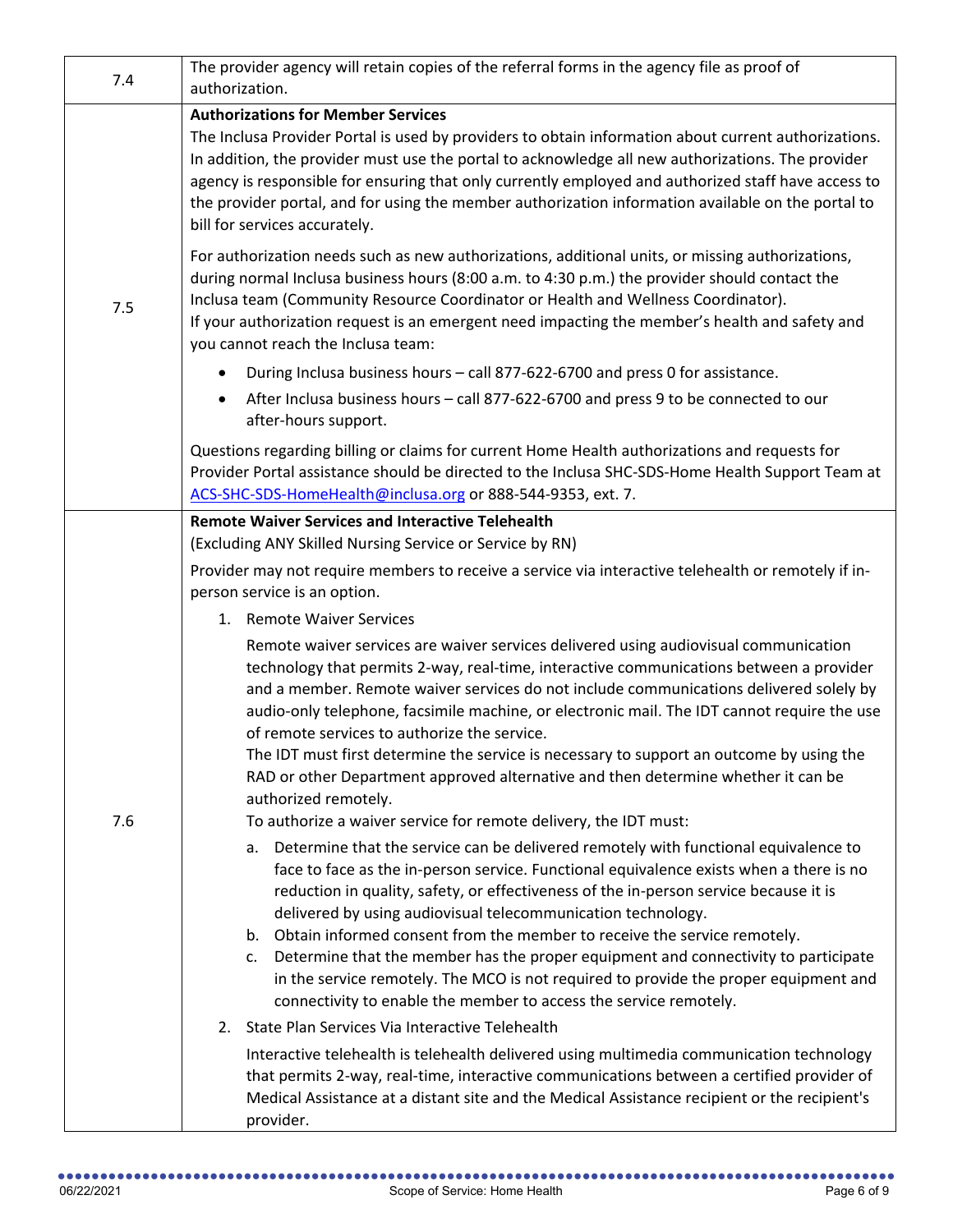| | |
|---|---|
| 7.4 | The provider agency will retain copies of the referral forms in the agency file as proof of authorization. |
| 7.5 | **Authorizations for Member Services**<br>The Inclusa Provider Portal is used by providers to obtain information about current authorizations. In addition, the provider must use the portal to acknowledge all new authorizations. The provider agency is responsible for ensuring that only currently employed and authorized staff have access to the provider portal, and for using the member authorization information available on the portal to bill for services accurately.<br><br>For authorization needs such as new authorizations, additional units, or missing authorizations, during normal Inclusa business hours (8:00 a.m. to 4:30 p.m.) the provider should contact the Inclusa team (Community Resource Coordinator or Health and Wellness Coordinator).<br>If your authorization request is an emergent need impacting the member's health and safety and you cannot reach the Inclusa team:<br>• During Inclusa business hours – call 877-622-6700 and press 0 for assistance.<br>• After Inclusa business hours – call 877-622-6700 and press 9 to be connected to our after-hours support.<br><br>Questions regarding billing or claims for current Home Health authorizations and requests for Provider Portal assistance should be directed to the Inclusa SHC-SDS-Home Health Support Team at ACS-SHC-SDS-HomeHealth@inclusa.org or 888-544-9353, ext. 7. |
| 7.6 | **Remote Waiver Services and Interactive Telehealth**<br>(Excluding ANY Skilled Nursing Service or Service by RN)<br><br>Provider may not require members to receive a service via interactive telehealth or remotely if in-person service is an option.<br><br>1. Remote Waiver Services<br><br>Remote waiver services are waiver services delivered using audiovisual communication technology that permits 2-way, real-time, interactive communications between a provider and a member. Remote waiver services do not include communications delivered solely by audio-only telephone, facsimile machine, or electronic mail. The IDT cannot require the use of remote services to authorize the service.<br>The IDT must first determine the service is necessary to support an outcome by using the RAD or other Department approved alternative and then determine whether it can be authorized remotely.<br>To authorize a waiver service for remote delivery, the IDT must:<br>a. Determine that the service can be delivered remotely with functional equivalence to face to face as the in-person service. Functional equivalence exists when a there is no reduction in quality, safety, or effectiveness of the in-person service because it is delivered by using audiovisual telecommunication technology.<br>b. Obtain informed consent from the member to receive the service remotely.<br>c. Determine that the member has the proper equipment and connectivity to participate in the service remotely. The MCO is not required to provide the proper equipment and connectivity to enable the member to access the service remotely.<br><br>2. State Plan Services Via Interactive Telehealth<br><br>Interactive telehealth is telehealth delivered using multimedia communication technology that permits 2-way, real-time, interactive communications between a certified provider of Medical Assistance at a distant site and the Medical Assistance recipient or the recipient's provider. |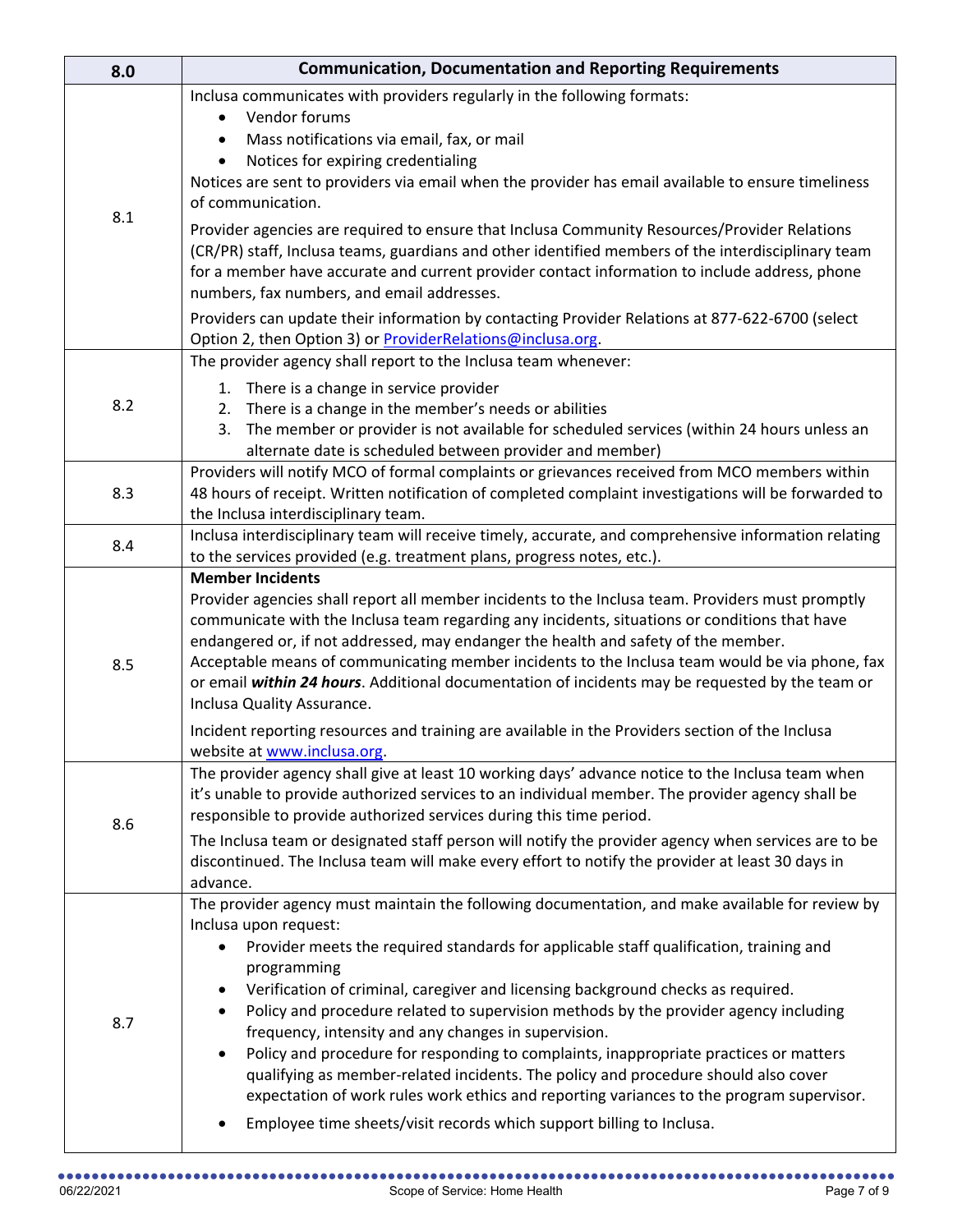| 8.0 | Communication, Documentation and Reporting Requirements |
|---|---|
| 8.1 | Inclusa communicates with providers regularly in the following formats:<br>• Vendor forums<br>• Mass notifications via email, fax, or mail<br>• Notices for expiring credentialing<br>Notices are sent to providers via email when the provider has email available to ensure timeliness of communication.<br><br>Provider agencies are required to ensure that Inclusa Community Resources/Provider Relations (CR/PR) staff, Inclusa teams, guardians and other identified members of the interdisciplinary team for a member have accurate and current provider contact information to include address, phone numbers, fax numbers, and email addresses.<br><br>Providers can update their information by contacting Provider Relations at 877-622-6700 (select Option 2, then Option 3) or [ProviderRelations@inclusa.org](mailto:ProviderRelations@inclusa.org). |
| 8.2 | The provider agency shall report to the Inclusa team whenever:<br>1. There is a change in service provider<br>2. There is a change in the member's needs or abilities<br>3. The member or provider is not available for scheduled services (within 24 hours unless an alternate date is scheduled between provider and member) |
| 8.3 | Providers will notify MCO of formal complaints or grievances received from MCO members within 48 hours of receipt. Written notification of completed complaint investigations will be forwarded to the Inclusa interdisciplinary team. |
| 8.4 | Inclusa interdisciplinary team will receive timely, accurate, and comprehensive information relating to the services provided (e.g. treatment plans, progress notes, etc.). |
| 8.5 | **Member Incidents**<br>Provider agencies shall report all member incidents to the Inclusa team. Providers must promptly communicate with the Inclusa team regarding any incidents, situations or conditions that have endangered or, if not addressed, may endanger the health and safety of the member.<br>Acceptable means of communicating member incidents to the Inclusa team would be via phone, fax or email ***within 24 hours***. Additional documentation of incidents may be requested by the team or Inclusa Quality Assurance.<br><br>Incident reporting resources and training are available in the Providers section of the Inclusa website at [www.inclusa.org](http://www.inclusa.org). |
| 8.6 | The provider agency shall give at least 10 working days' advance notice to the Inclusa team when it's unable to provide authorized services to an individual member. The provider agency shall be responsible to provide authorized services during this time period.<br><br>The Inclusa team or designated staff person will notify the provider agency when services are to be discontinued. The Inclusa team will make every effort to notify the provider at least 30 days in advance. |
| 8.7 | The provider agency must maintain the following documentation, and make available for review by Inclusa upon request:<br>• Provider meets the required standards for applicable staff qualification, training and programming<br>• Verification of criminal, caregiver and licensing background checks as required.<br>• Policy and procedure related to supervision methods by the provider agency including frequency, intensity and any changes in supervision.<br>• Policy and procedure for responding to complaints, inappropriate practices or matters qualifying as member-related incidents. The policy and procedure should also cover expectation of work rules work ethics and reporting variances to the program supervisor.<br>• Employee time sheets/visit records which support billing to Inclusa. |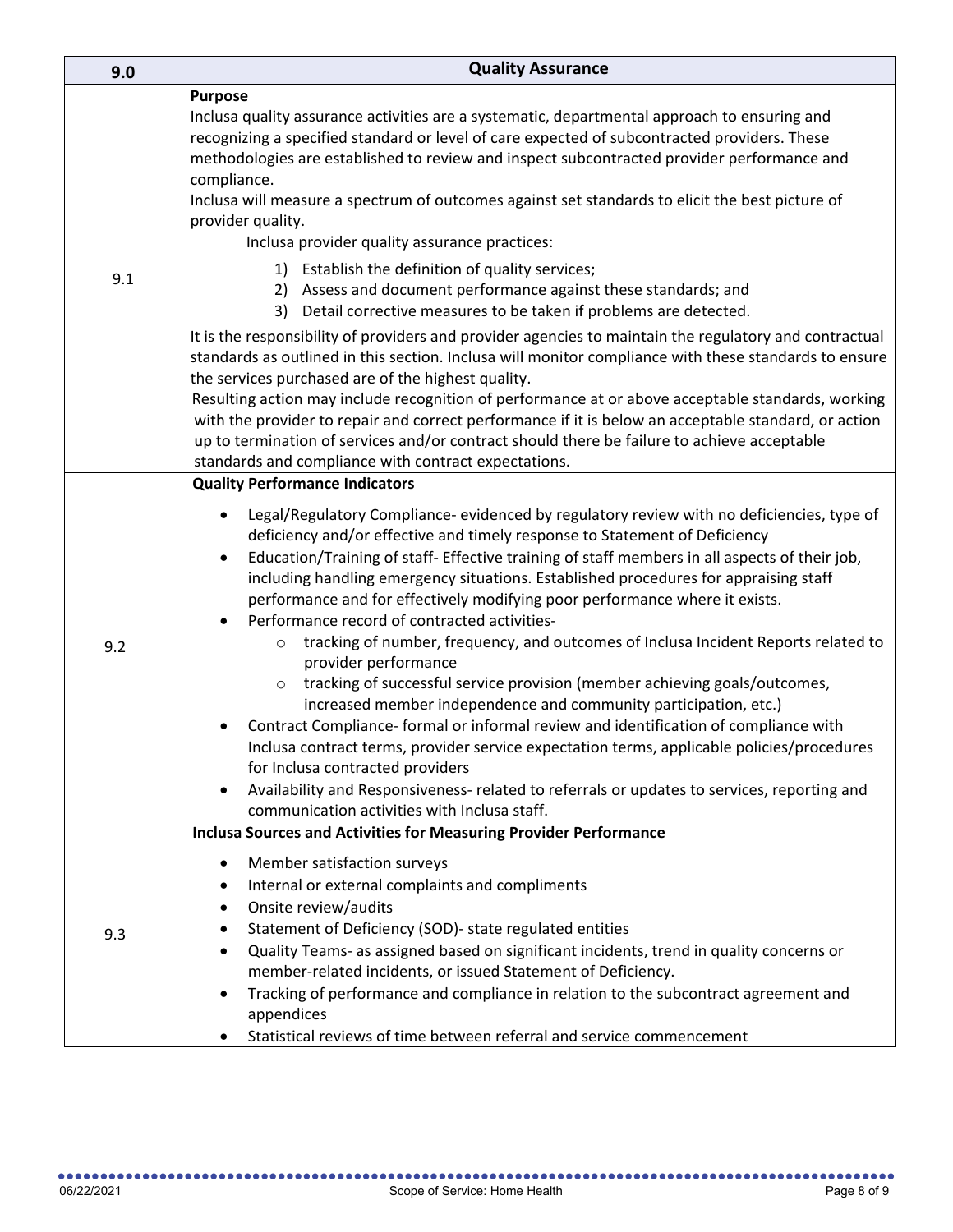| 9.0 | Quality Assurance |
|---|---|
| 9.1 | **Purpose**<br>Inclusa quality assurance activities are a systematic, departmental approach to ensuring and recognizing a specified standard or level of care expected of subcontracted providers. These methodologies are established to review and inspect subcontracted provider performance and compliance.<br>Inclusa will measure a spectrum of outcomes against set standards to elicit the best picture of provider quality.<br>Inclusa provider quality assurance practices:<br>1) Establish the definition of quality services;<br>2) Assess and document performance against these standards; and<br>3) Detail corrective measures to be taken if problems are detected.<br>It is the responsibility of providers and provider agencies to maintain the regulatory and contractual standards as outlined in this section. Inclusa will monitor compliance with these standards to ensure the services purchased are of the highest quality.<br>Resulting action may include recognition of performance at or above acceptable standards, working with the provider to repair and correct performance if it is below an acceptable standard, or action up to termination of services and/or contract should there be failure to achieve acceptable standards and compliance with contract expectations. |
| 9.2 | **Quality Performance Indicators**<br>• Legal/Regulatory Compliance- evidenced by regulatory review with no deficiencies, type of deficiency and/or effective and timely response to Statement of Deficiency<br>• Education/Training of staff- Effective training of staff members in all aspects of their job, including handling emergency situations. Established procedures for appraising staff performance and for effectively modifying poor performance where it exists.<br>• Performance record of contracted activities-<br>&nbsp;&nbsp;&nbsp;&nbsp;○ tracking of number, frequency, and outcomes of Inclusa Incident Reports related to provider performance<br>&nbsp;&nbsp;&nbsp;&nbsp;○ tracking of successful service provision (member achieving goals/outcomes, increased member independence and community participation, etc.)<br>• Contract Compliance- formal or informal review and identification of compliance with Inclusa contract terms, provider service expectation terms, applicable policies/procedures for Inclusa contracted providers<br>• Availability and Responsiveness- related to referrals or updates to services, reporting and communication activities with Inclusa staff. |
| 9.3 | **Inclusa Sources and Activities for Measuring Provider Performance**<br>• Member satisfaction surveys<br>• Internal or external complaints and compliments<br>• Onsite review/audits<br>• Statement of Deficiency (SOD)- state regulated entities<br>• Quality Teams- as assigned based on significant incidents, trend in quality concerns or member-related incidents, or issued Statement of Deficiency.<br>• Tracking of performance and compliance in relation to the subcontract agreement and appendices<br>• Statistical reviews of time between referral and service commencement |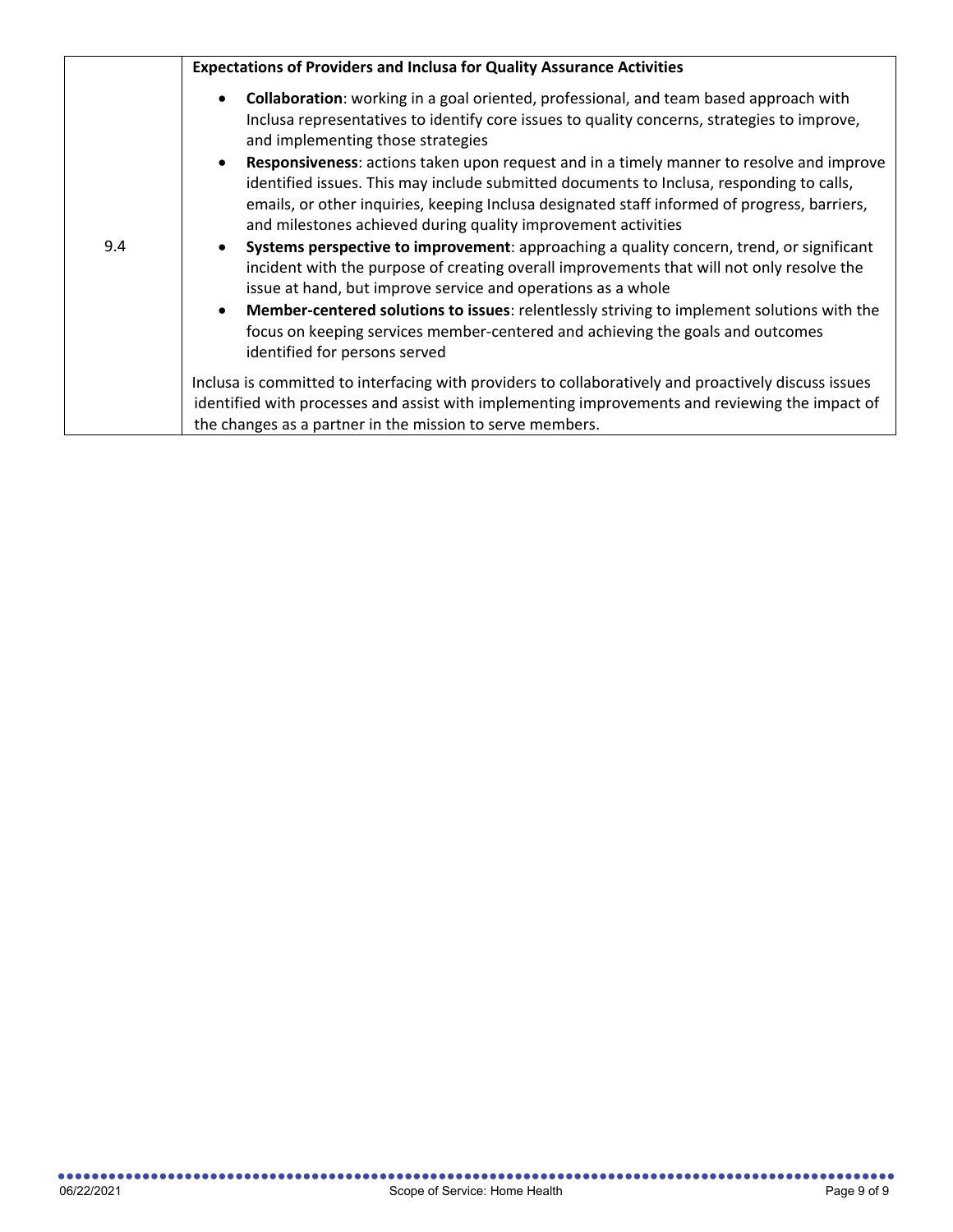| | |
|---|---|
| 9.4 | **Expectations of Providers and Inclusa for Quality Assurance Activities**<br><br>• **Collaboration**: working in a goal oriented, professional, and team based approach with Inclusa representatives to identify core issues to quality concerns, strategies to improve, and implementing those strategies<br>• **Responsiveness**: actions taken upon request and in a timely manner to resolve and improve identified issues. This may include submitted documents to Inclusa, responding to calls, emails, or other inquiries, keeping Inclusa designated staff informed of progress, barriers, and milestones achieved during quality improvement activities<br>• **Systems perspective to improvement**: approaching a quality concern, trend, or significant incident with the purpose of creating overall improvements that will not only resolve the issue at hand, but improve service and operations as a whole<br>• **Member-centered solutions to issues**: relentlessly striving to implement solutions with the focus on keeping services member-centered and achieving the goals and outcomes identified for persons served<br><br>Inclusa is committed to interfacing with providers to collaboratively and proactively discuss issues identified with processes and assist with implementing improvements and reviewing the impact of the changes as a partner in the mission to serve members. |